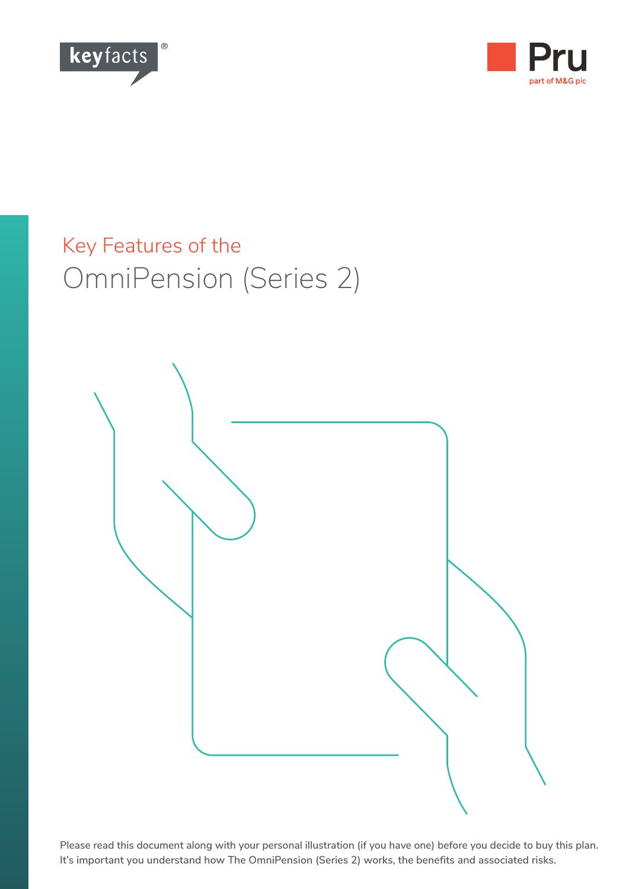keyfacts®

Pru
part of M&G plc

# Key Features of the OmniPension (Series 2)

Please read this document along with your personal illustration (if you have one) before you decide to buy this plan. It's important you understand how The OmniPension (Series 2) works, the benefits and associated risks.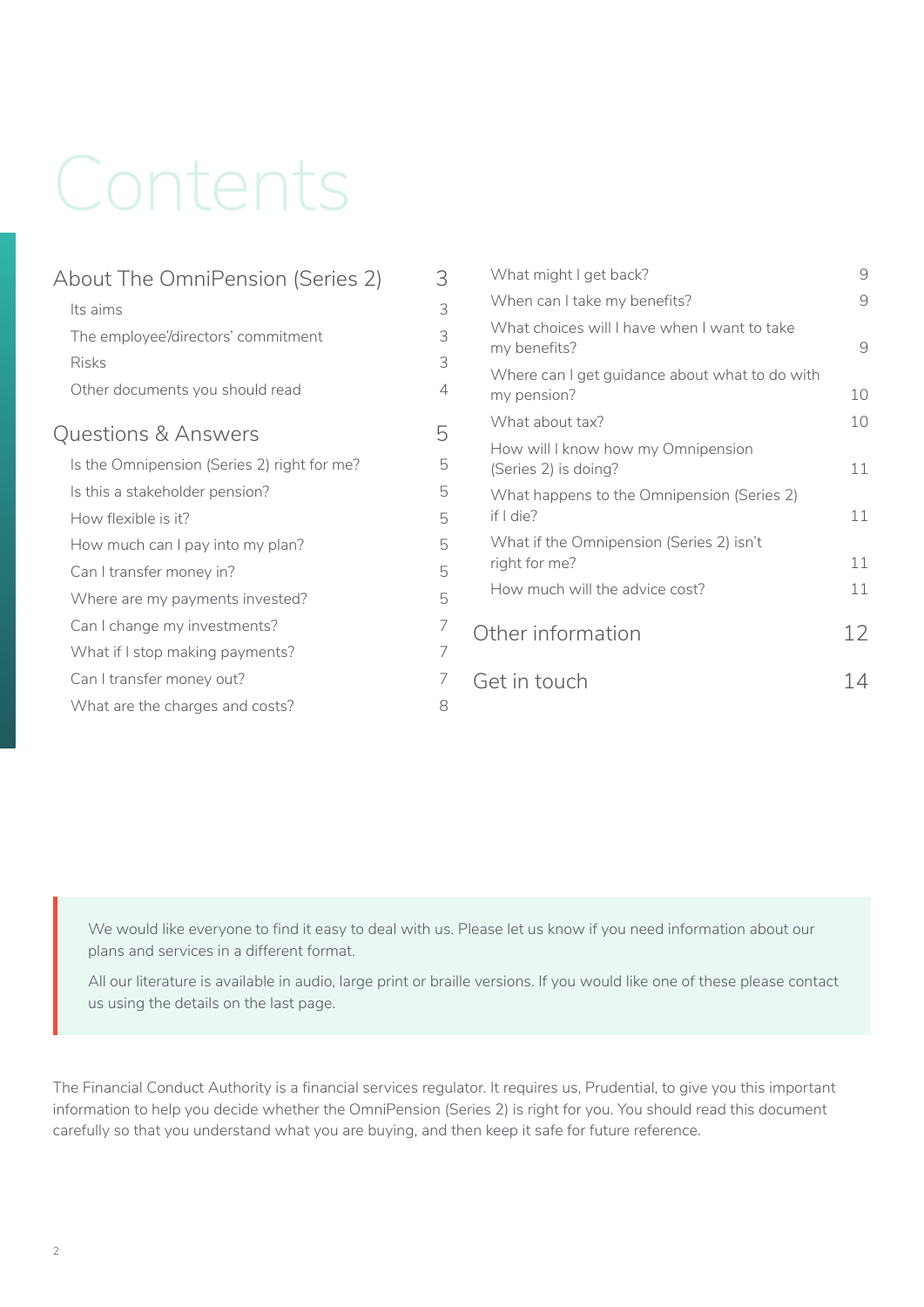# Contents

| | |
|---|---|
| **About The OmniPension (Series 2)** | **3** |
| Its aims | 3 |
| The employee'/directors' commitment | 3 |
| Risks | 3 |
| Other documents you should read | 4 |
| **Questions & Answers** | **5** |
| Is the Omnipension (Series 2) right for me? | 5 |
| Is this a stakeholder pension? | 5 |
| How flexible is it? | 5 |
| How much can I pay into my plan? | 5 |
| Can I transfer money in? | 5 |
| Where are my payments invested? | 5 |
| Can I change my investments? | 7 |
| What if I stop making payments? | 7 |
| Can I transfer money out? | 7 |
| What are the charges and costs? | 8 |
| What might I get back? | 9 |
| When can I take my benefits? | 9 |
| What choices will I have when I want to take my benefits? | 9 |
| Where can I get guidance about what to do with my pension? | 10 |
| What about tax? | 10 |
| How will I know how my Omnipension (Series 2) is doing? | 11 |
| What happens to the Omnipension (Series 2) if I die? | 11 |
| What if the Omnipension (Series 2) isn't right for me? | 11 |
| How much will the advice cost? | 11 |
| **Other information** | **12** |
| **Get in touch** | **14** |

We would like everyone to find it easy to deal with us. Please let us know if you need information about our plans and services in a different format.

All our literature is available in audio, large print or braille versions. If you would like one of these please contact us using the details on the last page.

The Financial Conduct Authority is a financial services regulator. It requires us, Prudential, to give you this important information to help you decide whether the OmniPension (Series 2) is right for you. You should read this document carefully so that you understand what you are buying, and then keep it safe for future reference.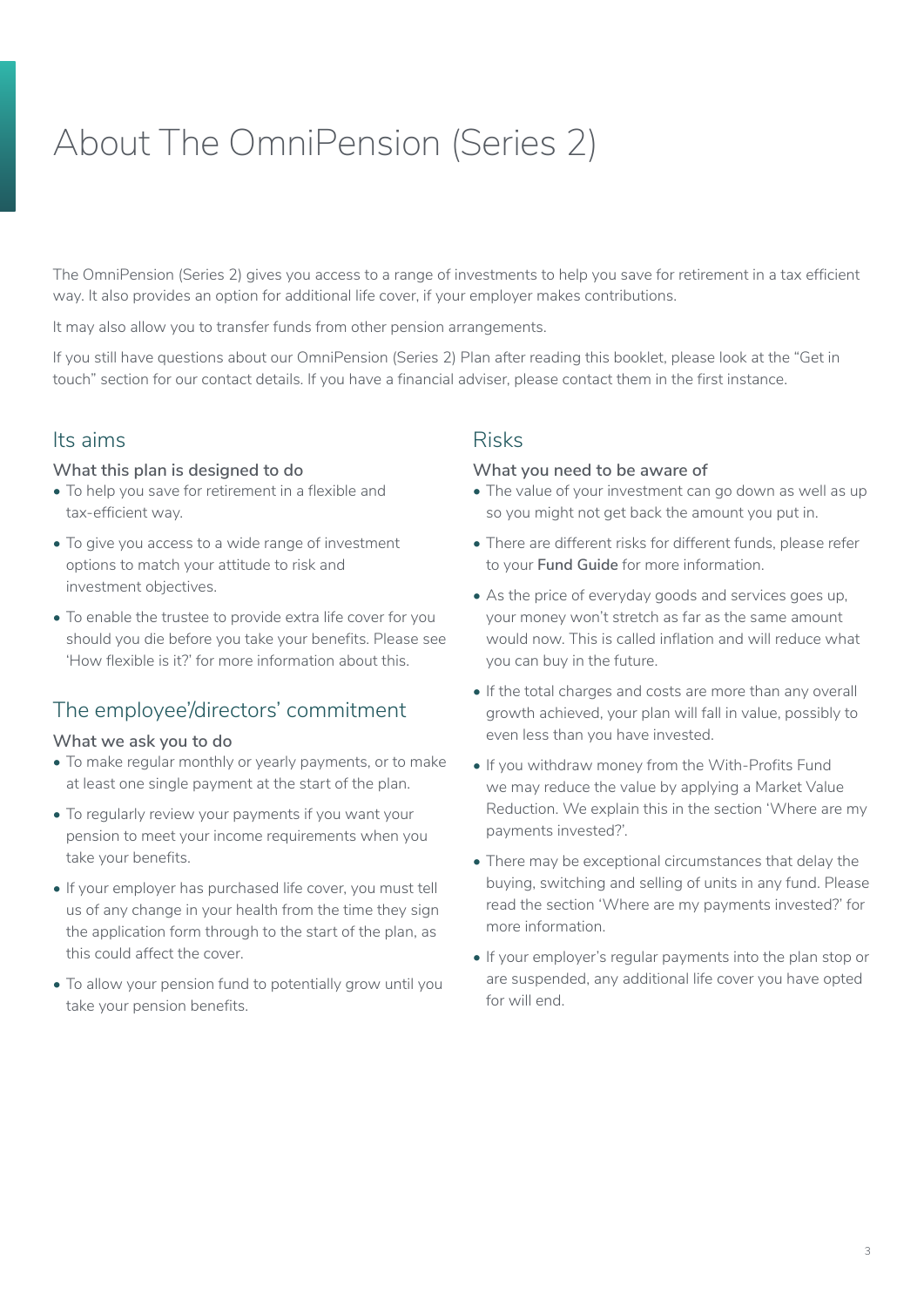# About The OmniPension (Series 2)

The OmniPension (Series 2) gives you access to a range of investments to help you save for retirement in a tax efficient way. It also provides an option for additional life cover, if your employer makes contributions.

It may also allow you to transfer funds from other pension arrangements.

If you still have questions about our OmniPension (Series 2) Plan after reading this booklet, please look at the "Get in touch" section for our contact details. If you have a financial adviser, please contact them in the first instance.

## Its aims

### What this plan is designed to do

- To help you save for retirement in a flexible and tax-efficient way.
- To give you access to a wide range of investment options to match your attitude to risk and investment objectives.
- To enable the trustee to provide extra life cover for you should you die before you take your benefits. Please see 'How flexible is it?' for more information about this.

## The employee'/directors' commitment

### What we ask you to do

- To make regular monthly or yearly payments, or to make at least one single payment at the start of the plan.
- To regularly review your payments if you want your pension to meet your income requirements when you take your benefits.
- If your employer has purchased life cover, you must tell us of any change in your health from the time they sign the application form through to the start of the plan, as this could affect the cover.
- To allow your pension fund to potentially grow until you take your pension benefits.

## Risks

### What you need to be aware of

- The value of your investment can go down as well as up so you might not get back the amount you put in.
- There are different risks for different funds, please refer to your **Fund Guide** for more information.
- As the price of everyday goods and services goes up, your money won't stretch as far as the same amount would now. This is called inflation and will reduce what you can buy in the future.
- If the total charges and costs are more than any overall growth achieved, your plan will fall in value, possibly to even less than you have invested.
- If you withdraw money from the With-Profits Fund we may reduce the value by applying a Market Value Reduction. We explain this in the section 'Where are my payments invested?'.
- There may be exceptional circumstances that delay the buying, switching and selling of units in any fund. Please read the section 'Where are my payments invested?' for more information.
- If your employer's regular payments into the plan stop or are suspended, any additional life cover you have opted for will end.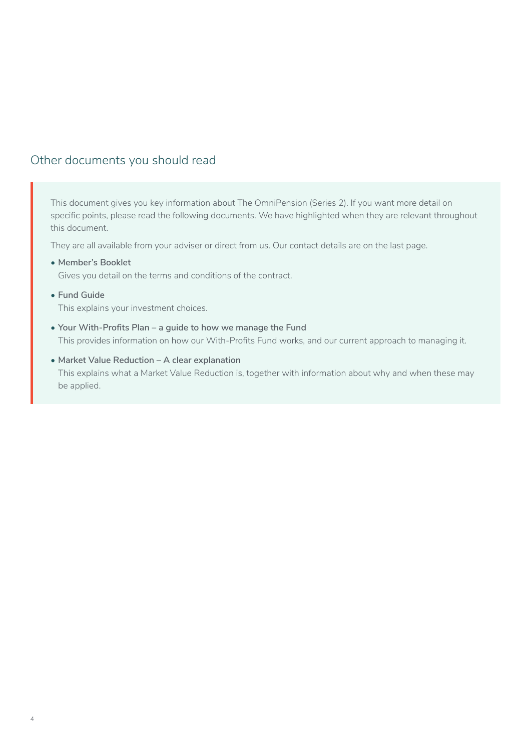## Other documents you should read

This document gives you key information about The OmniPension (Series 2). If you want more detail on specific points, please read the following documents. We have highlighted when they are relevant throughout this document.

They are all available from your adviser or direct from us. Our contact details are on the last page.

- **Member's Booklet**
  Gives you detail on the terms and conditions of the contract.
- **Fund Guide**
  This explains your investment choices.
- **Your With-Profits Plan – a guide to how we manage the Fund**
  This provides information on how our With-Profits Fund works, and our current approach to managing it.
- **Market Value Reduction – A clear explanation**
  This explains what a Market Value Reduction is, together with information about why and when these may be applied.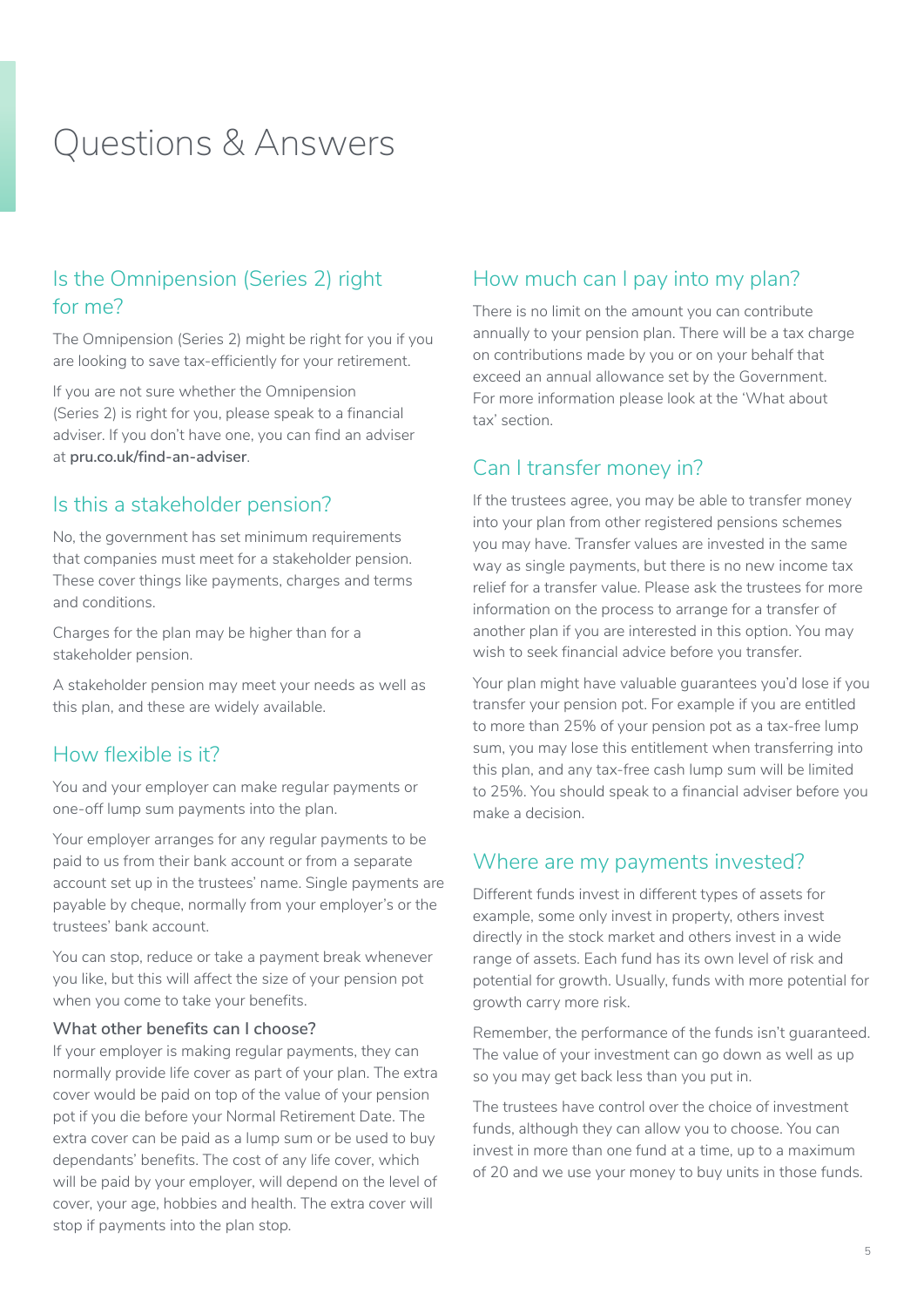# Questions & Answers

## Is the Omnipension (Series 2) right for me?

The Omnipension (Series 2) might be right for you if you are looking to save tax-efficiently for your retirement.

If you are not sure whether the Omnipension (Series 2) is right for you, please speak to a financial adviser. If you don't have one, you can find an adviser at **pru.co.uk/find-an-adviser**.

## Is this a stakeholder pension?

No, the government has set minimum requirements that companies must meet for a stakeholder pension. These cover things like payments, charges and terms and conditions.

Charges for the plan may be higher than for a stakeholder pension.

A stakeholder pension may meet your needs as well as this plan, and these are widely available.

## How flexible is it?

You and your employer can make regular payments or one-off lump sum payments into the plan.

Your employer arranges for any regular payments to be paid to us from their bank account or from a separate account set up in the trustees' name. Single payments are payable by cheque, normally from your employer's or the trustees' bank account.

You can stop, reduce or take a payment break whenever you like, but this will affect the size of your pension pot when you come to take your benefits.

### What other benefits can I choose?

If your employer is making regular payments, they can normally provide life cover as part of your plan. The extra cover would be paid on top of the value of your pension pot if you die before your Normal Retirement Date. The extra cover can be paid as a lump sum or be used to buy dependants' benefits. The cost of any life cover, which will be paid by your employer, will depend on the level of cover, your age, hobbies and health. The extra cover will stop if payments into the plan stop.

## How much can I pay into my plan?

There is no limit on the amount you can contribute annually to your pension plan. There will be a tax charge on contributions made by you or on your behalf that exceed an annual allowance set by the Government. For more information please look at the 'What about tax' section.

## Can I transfer money in?

If the trustees agree, you may be able to transfer money into your plan from other registered pensions schemes you may have. Transfer values are invested in the same way as single payments, but there is no new income tax relief for a transfer value. Please ask the trustees for more information on the process to arrange for a transfer of another plan if you are interested in this option. You may wish to seek financial advice before you transfer.

Your plan might have valuable guarantees you'd lose if you transfer your pension pot. For example if you are entitled to more than 25% of your pension pot as a tax-free lump sum, you may lose this entitlement when transferring into this plan, and any tax-free cash lump sum will be limited to 25%. You should speak to a financial adviser before you make a decision.

## Where are my payments invested?

Different funds invest in different types of assets for example, some only invest in property, others invest directly in the stock market and others invest in a wide range of assets. Each fund has its own level of risk and potential for growth. Usually, funds with more potential for growth carry more risk.

Remember, the performance of the funds isn't guaranteed. The value of your investment can go down as well as up so you may get back less than you put in.

The trustees have control over the choice of investment funds, although they can allow you to choose. You can invest in more than one fund at a time, up to a maximum of 20 and we use your money to buy units in those funds.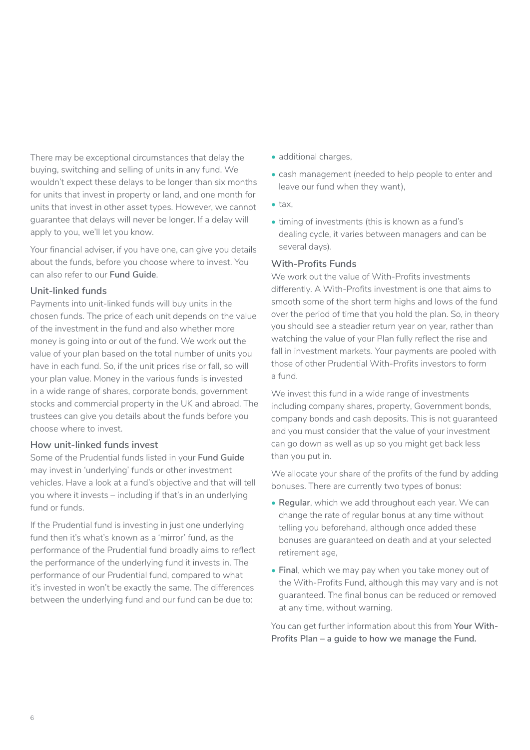There may be exceptional circumstances that delay the buying, switching and selling of units in any fund. We wouldn't expect these delays to be longer than six months for units that invest in property or land, and one month for units that invest in other asset types. However, we cannot guarantee that delays will never be longer. If a delay will apply to you, we'll let you know.

Your financial adviser, if you have one, can give you details about the funds, before you choose where to invest. You can also refer to our **Fund Guide**.

### Unit-linked funds

Payments into unit-linked funds will buy units in the chosen funds. The price of each unit depends on the value of the investment in the fund and also whether more money is going into or out of the fund. We work out the value of your plan based on the total number of units you have in each fund. So, if the unit prices rise or fall, so will your plan value. Money in the various funds is invested in a wide range of shares, corporate bonds, government stocks and commercial property in the UK and abroad. The trustees can give you details about the funds before you choose where to invest.

### How unit-linked funds invest

Some of the Prudential funds listed in your **Fund Guide** may invest in 'underlying' funds or other investment vehicles. Have a look at a fund's objective and that will tell you where it invests – including if that's in an underlying fund or funds.

If the Prudential fund is investing in just one underlying fund then it's what's known as a 'mirror' fund, as the performance of the Prudential fund broadly aims to reflect the performance of the underlying fund it invests in. The performance of our Prudential fund, compared to what it's invested in won't be exactly the same. The differences between the underlying fund and our fund can be due to:

- additional charges,
- cash management (needed to help people to enter and leave our fund when they want),
- tax,
- timing of investments (this is known as a fund's dealing cycle, it varies between managers and can be several days).

### With-Profits Funds

We work out the value of With-Profits investments differently. A With-Profits investment is one that aims to smooth some of the short term highs and lows of the fund over the period of time that you hold the plan. So, in theory you should see a steadier return year on year, rather than watching the value of your Plan fully reflect the rise and fall in investment markets. Your payments are pooled with those of other Prudential With-Profits investors to form a fund.

We invest this fund in a wide range of investments including company shares, property, Government bonds, company bonds and cash deposits. This is not guaranteed and you must consider that the value of your investment can go down as well as up so you might get back less than you put in.

We allocate your share of the profits of the fund by adding bonuses. There are currently two types of bonus:

- **Regular**, which we add throughout each year. We can change the rate of regular bonus at any time without telling you beforehand, although once added these bonuses are guaranteed on death and at your selected retirement age,
- **Final**, which we may pay when you take money out of the With-Profits Fund, although this may vary and is not guaranteed. The final bonus can be reduced or removed at any time, without warning.

You can get further information about this from **Your With-Profits Plan – a guide to how we manage the Fund.**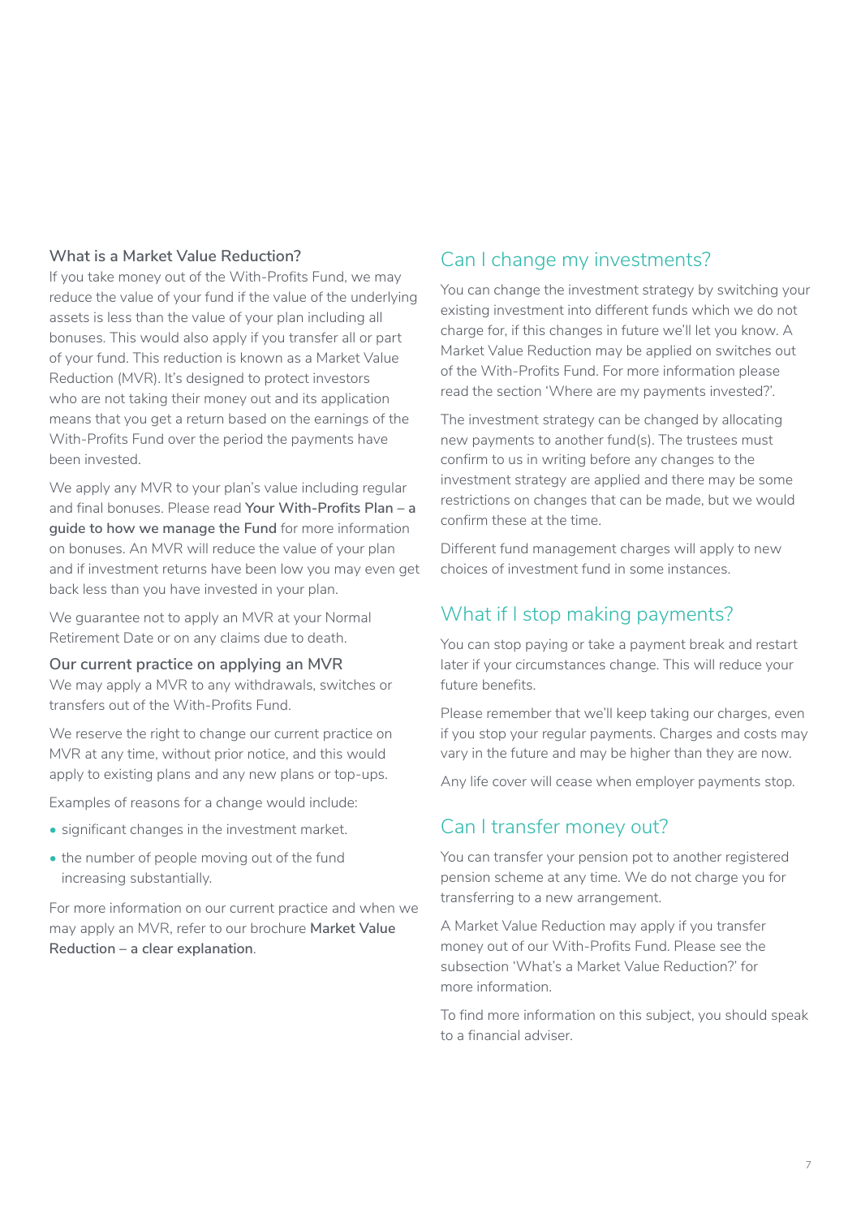### What is a Market Value Reduction?

If you take money out of the With-Profits Fund, we may reduce the value of your fund if the value of the underlying assets is less than the value of your plan including all bonuses. This would also apply if you transfer all or part of your fund. This reduction is known as a Market Value Reduction (MVR). It's designed to protect investors who are not taking their money out and its application means that you get a return based on the earnings of the With-Profits Fund over the period the payments have been invested.

We apply any MVR to your plan's value including regular and final bonuses. Please read **Your With-Profits Plan – a guide to how we manage the Fund** for more information on bonuses. An MVR will reduce the value of your plan and if investment returns have been low you may even get back less than you have invested in your plan.

We guarantee not to apply an MVR at your Normal Retirement Date or on any claims due to death.

### Our current practice on applying an MVR

We may apply a MVR to any withdrawals, switches or transfers out of the With-Profits Fund.

We reserve the right to change our current practice on MVR at any time, without prior notice, and this would apply to existing plans and any new plans or top-ups.

Examples of reasons for a change would include:

- significant changes in the investment market.
- the number of people moving out of the fund increasing substantially.

For more information on our current practice and when we may apply an MVR, refer to our brochure **Market Value Reduction – a clear explanation**.

## Can I change my investments?

You can change the investment strategy by switching your existing investment into different funds which we do not charge for, if this changes in future we'll let you know. A Market Value Reduction may be applied on switches out of the With-Profits Fund. For more information please read the section 'Where are my payments invested?'.

The investment strategy can be changed by allocating new payments to another fund(s). The trustees must confirm to us in writing before any changes to the investment strategy are applied and there may be some restrictions on changes that can be made, but we would confirm these at the time.

Different fund management charges will apply to new choices of investment fund in some instances.

## What if I stop making payments?

You can stop paying or take a payment break and restart later if your circumstances change. This will reduce your future benefits.

Please remember that we'll keep taking our charges, even if you stop your regular payments. Charges and costs may vary in the future and may be higher than they are now.

Any life cover will cease when employer payments stop.

## Can I transfer money out?

You can transfer your pension pot to another registered pension scheme at any time. We do not charge you for transferring to a new arrangement.

A Market Value Reduction may apply if you transfer money out of our With-Profits Fund. Please see the subsection 'What's a Market Value Reduction?' for more information.

To find more information on this subject, you should speak to a financial adviser.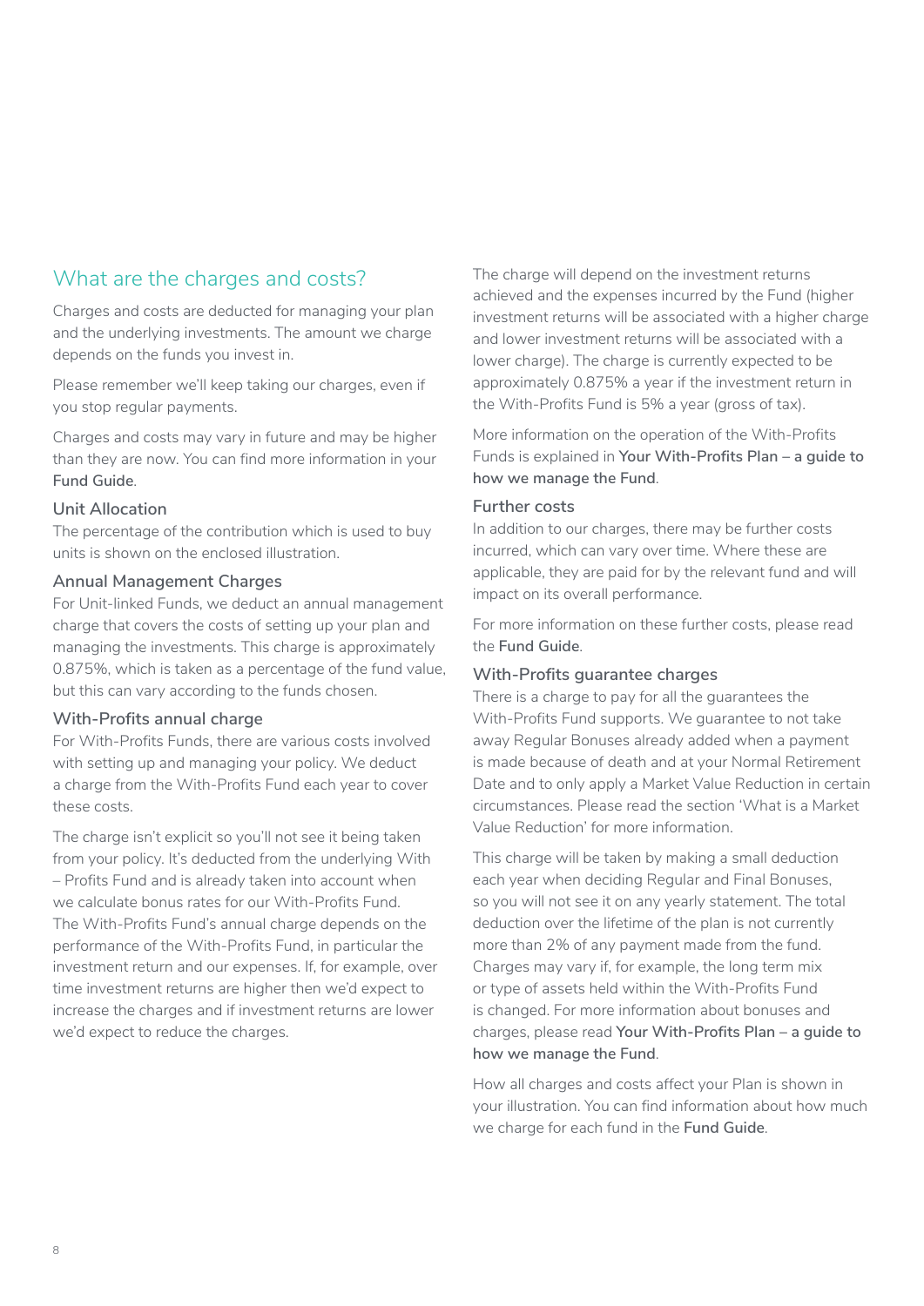## What are the charges and costs?

Charges and costs are deducted for managing your plan and the underlying investments. The amount we charge depends on the funds you invest in.

Please remember we'll keep taking our charges, even if you stop regular payments.

Charges and costs may vary in future and may be higher than they are now. You can find more information in your **Fund Guide**.

### Unit Allocation

The percentage of the contribution which is used to buy units is shown on the enclosed illustration.

### Annual Management Charges

For Unit-linked Funds, we deduct an annual management charge that covers the costs of setting up your plan and managing the investments. This charge is approximately 0.875%, which is taken as a percentage of the fund value, but this can vary according to the funds chosen.

### With-Profits annual charge

For With-Profits Funds, there are various costs involved with setting up and managing your policy. We deduct a charge from the With-Profits Fund each year to cover these costs.

The charge isn't explicit so you'll not see it being taken from your policy. It's deducted from the underlying With – Profits Fund and is already taken into account when we calculate bonus rates for our With-Profits Fund. The With-Profits Fund's annual charge depends on the performance of the With-Profits Fund, in particular the investment return and our expenses. If, for example, over time investment returns are higher then we'd expect to increase the charges and if investment returns are lower we'd expect to reduce the charges.

The charge will depend on the investment returns achieved and the expenses incurred by the Fund (higher investment returns will be associated with a higher charge and lower investment returns will be associated with a lower charge). The charge is currently expected to be approximately 0.875% a year if the investment return in the With-Profits Fund is 5% a year (gross of tax).

More information on the operation of the With-Profits Funds is explained in **Your With-Profits Plan – a guide to how we manage the Fund**.

### Further costs

In addition to our charges, there may be further costs incurred, which can vary over time. Where these are applicable, they are paid for by the relevant fund and will impact on its overall performance.

For more information on these further costs, please read the **Fund Guide**.

### With-Profits guarantee charges

There is a charge to pay for all the guarantees the With-Profits Fund supports. We guarantee to not take away Regular Bonuses already added when a payment is made because of death and at your Normal Retirement Date and to only apply a Market Value Reduction in certain circumstances. Please read the section 'What is a Market Value Reduction' for more information.

This charge will be taken by making a small deduction each year when deciding Regular and Final Bonuses, so you will not see it on any yearly statement. The total deduction over the lifetime of the plan is not currently more than 2% of any payment made from the fund. Charges may vary if, for example, the long term mix or type of assets held within the With-Profits Fund is changed. For more information about bonuses and charges, please read **Your With-Profits Plan – a guide to how we manage the Fund**.

How all charges and costs affect your Plan is shown in your illustration. You can find information about how much we charge for each fund in the **Fund Guide**.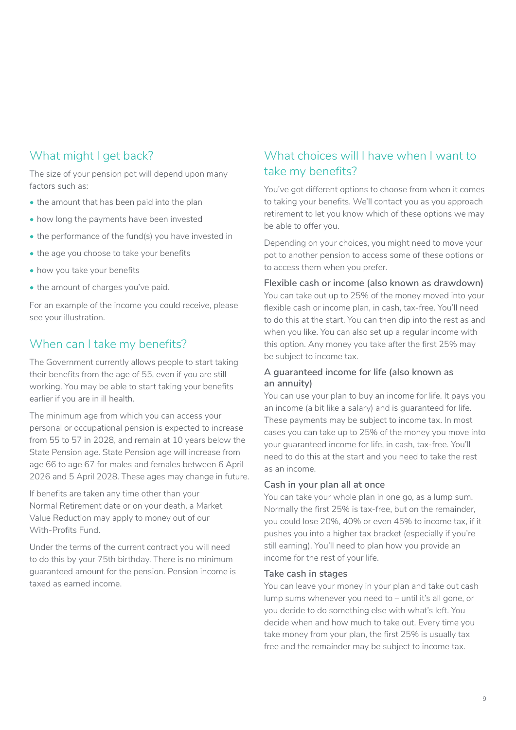## What might I get back?

The size of your pension pot will depend upon many factors such as:

- the amount that has been paid into the plan
- how long the payments have been invested
- the performance of the fund(s) you have invested in
- the age you choose to take your benefits
- how you take your benefits
- the amount of charges you've paid.

For an example of the income you could receive, please see your illustration.

## When can I take my benefits?

The Government currently allows people to start taking their benefits from the age of 55, even if you are still working. You may be able to start taking your benefits earlier if you are in ill health.

The minimum age from which you can access your personal or occupational pension is expected to increase from 55 to 57 in 2028, and remain at 10 years below the State Pension age. State Pension age will increase from age 66 to age 67 for males and females between 6 April 2026 and 5 April 2028. These ages may change in future.

If benefits are taken any time other than your Normal Retirement date or on your death, a Market Value Reduction may apply to money out of our With-Profits Fund.

Under the terms of the current contract you will need to do this by your 75th birthday. There is no minimum guaranteed amount for the pension. Pension income is taxed as earned income.

## What choices will I have when I want to take my benefits?

You've got different options to choose from when it comes to taking your benefits. We'll contact you as you approach retirement to let you know which of these options we may be able to offer you.

Depending on your choices, you might need to move your pot to another pension to access some of these options or to access them when you prefer.

### Flexible cash or income (also known as drawdown)

You can take out up to 25% of the money moved into your flexible cash or income plan, in cash, tax-free. You'll need to do this at the start. You can then dip into the rest as and when you like. You can also set up a regular income with this option. Any money you take after the first 25% may be subject to income tax.

### A guaranteed income for life (also known as an annuity)

You can use your plan to buy an income for life. It pays you an income (a bit like a salary) and is guaranteed for life. These payments may be subject to income tax. In most cases you can take up to 25% of the money you move into your guaranteed income for life, in cash, tax-free. You'll need to do this at the start and you need to take the rest as an income.

### Cash in your plan all at once

You can take your whole plan in one go, as a lump sum. Normally the first 25% is tax-free, but on the remainder, you could lose 20%, 40% or even 45% to income tax, if it pushes you into a higher tax bracket (especially if you're still earning). You'll need to plan how you provide an income for the rest of your life.

### Take cash in stages

You can leave your money in your plan and take out cash lump sums whenever you need to – until it's all gone, or you decide to do something else with what's left. You decide when and how much to take out. Every time you take money from your plan, the first 25% is usually tax free and the remainder may be subject to income tax.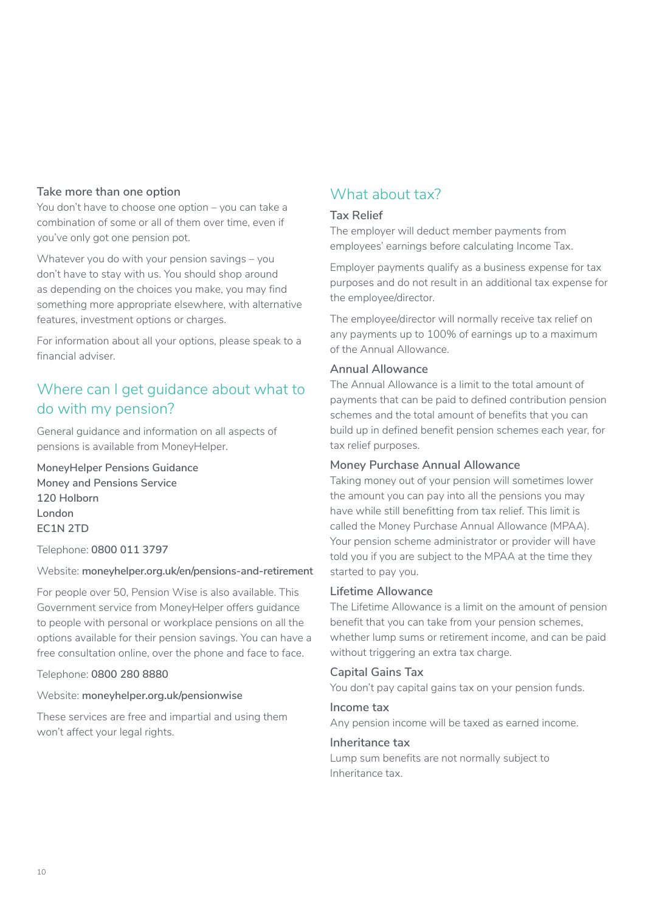### Take more than one option

You don't have to choose one option – you can take a combination of some or all of them over time, even if you've only got one pension pot.

Whatever you do with your pension savings – you don't have to stay with us. You should shop around as depending on the choices you make, you may find something more appropriate elsewhere, with alternative features, investment options or charges.

For information about all your options, please speak to a financial adviser.

## Where can I get guidance about what to do with my pension?

General guidance and information on all aspects of pensions is available from MoneyHelper.

**MoneyHelper Pensions Guidance**
**Money and Pensions Service**
**120 Holborn**
**London**
**EC1N 2TD**

Telephone: **0800 011 3797**

Website: **moneyhelper.org.uk/en/pensions-and-retirement**

For people over 50, Pension Wise is also available. This Government service from MoneyHelper offers guidance to people with personal or workplace pensions on all the options available for their pension savings. You can have a free consultation online, over the phone and face to face.

Telephone: **0800 280 8880**

Website: **moneyhelper.org.uk/pensionwise**

These services are free and impartial and using them won't affect your legal rights.

## What about tax?

### Tax Relief

The employer will deduct member payments from employees' earnings before calculating Income Tax.

Employer payments qualify as a business expense for tax purposes and do not result in an additional tax expense for the employee/director.

The employee/director will normally receive tax relief on any payments up to 100% of earnings up to a maximum of the Annual Allowance.

### Annual Allowance

The Annual Allowance is a limit to the total amount of payments that can be paid to defined contribution pension schemes and the total amount of benefits that you can build up in defined benefit pension schemes each year, for tax relief purposes.

### Money Purchase Annual Allowance

Taking money out of your pension will sometimes lower the amount you can pay into all the pensions you may have while still benefitting from tax relief. This limit is called the Money Purchase Annual Allowance (MPAA). Your pension scheme administrator or provider will have told you if you are subject to the MPAA at the time they started to pay you.

### Lifetime Allowance

The Lifetime Allowance is a limit on the amount of pension benefit that you can take from your pension schemes, whether lump sums or retirement income, and can be paid without triggering an extra tax charge.

### Capital Gains Tax

You don't pay capital gains tax on your pension funds.

### Income tax

Any pension income will be taxed as earned income.

### Inheritance tax

Lump sum benefits are not normally subject to Inheritance tax.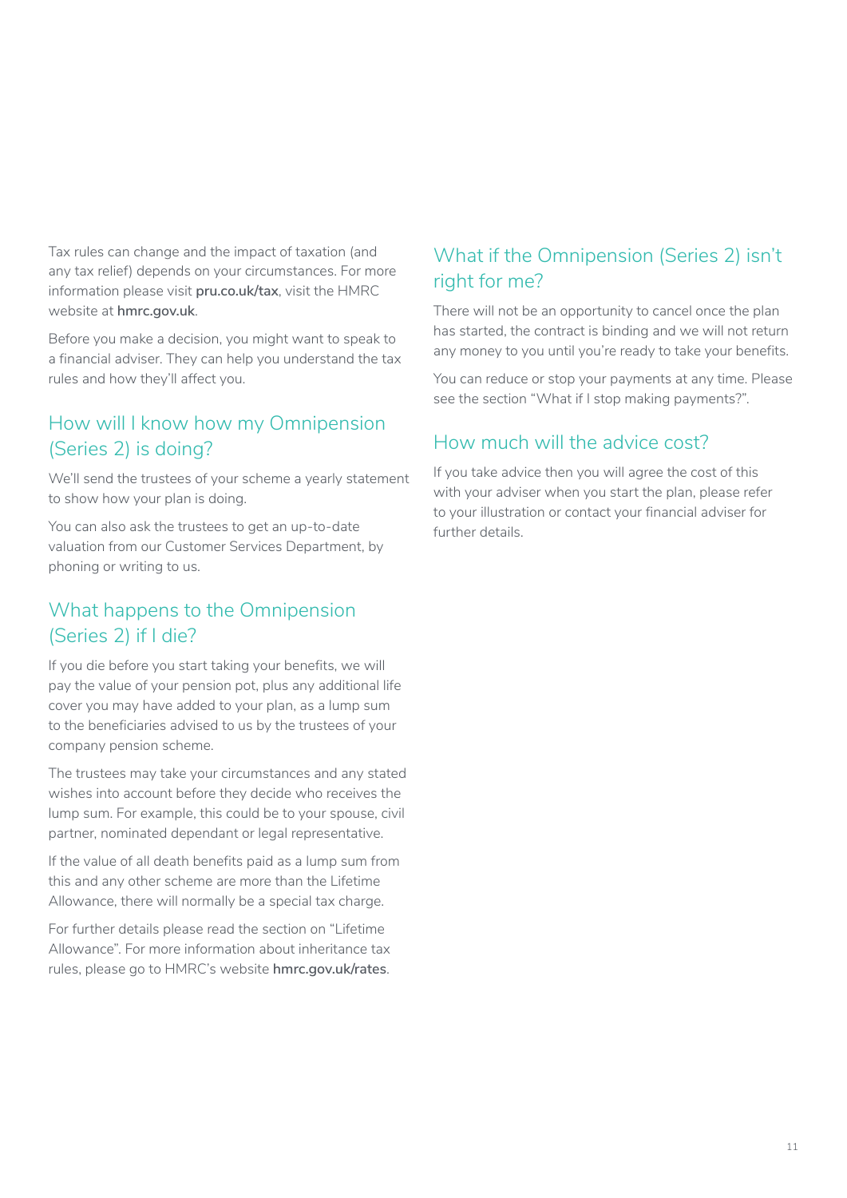Tax rules can change and the impact of taxation (and any tax relief) depends on your circumstances. For more information please visit **pru.co.uk/tax**, visit the HMRC website at **hmrc.gov.uk**.

Before you make a decision, you might want to speak to a financial adviser. They can help you understand the tax rules and how they'll affect you.

## How will I know how my Omnipension (Series 2) is doing?

We'll send the trustees of your scheme a yearly statement to show how your plan is doing.

You can also ask the trustees to get an up-to-date valuation from our Customer Services Department, by phoning or writing to us.

## What happens to the Omnipension (Series 2) if I die?

If you die before you start taking your benefits, we will pay the value of your pension pot, plus any additional life cover you may have added to your plan, as a lump sum to the beneficiaries advised to us by the trustees of your company pension scheme.

The trustees may take your circumstances and any stated wishes into account before they decide who receives the lump sum. For example, this could be to your spouse, civil partner, nominated dependant or legal representative.

If the value of all death benefits paid as a lump sum from this and any other scheme are more than the Lifetime Allowance, there will normally be a special tax charge.

For further details please read the section on "Lifetime Allowance". For more information about inheritance tax rules, please go to HMRC's website **hmrc.gov.uk/rates**.

## What if the Omnipension (Series 2) isn't right for me?

There will not be an opportunity to cancel once the plan has started, the contract is binding and we will not return any money to you until you're ready to take your benefits.

You can reduce or stop your payments at any time. Please see the section "What if I stop making payments?".

## How much will the advice cost?

If you take advice then you will agree the cost of this with your adviser when you start the plan, please refer to your illustration or contact your financial adviser for further details.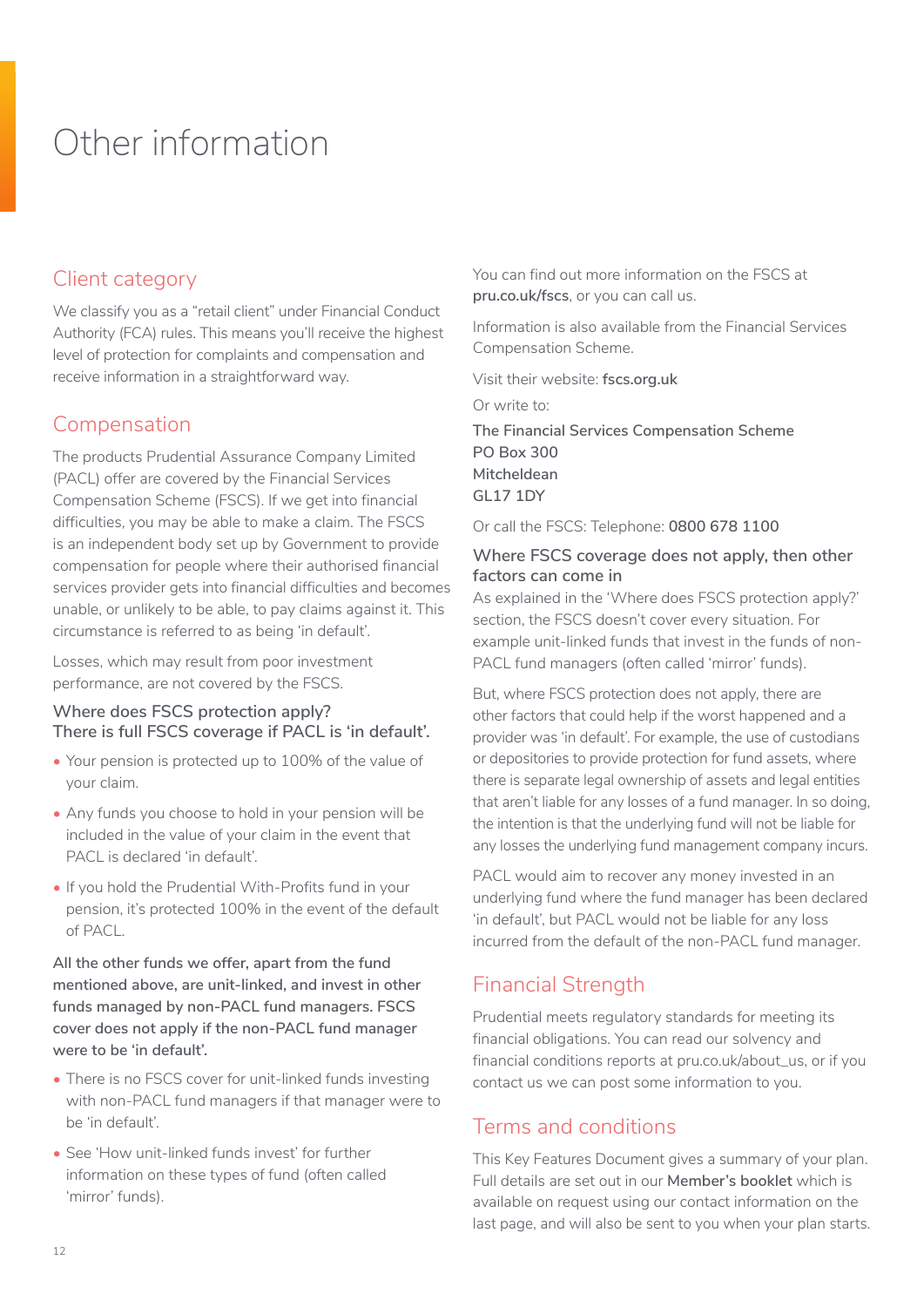# Other information

## Client category

We classify you as a "retail client" under Financial Conduct Authority (FCA) rules. This means you'll receive the highest level of protection for complaints and compensation and receive information in a straightforward way.

## Compensation

The products Prudential Assurance Company Limited (PACL) offer are covered by the Financial Services Compensation Scheme (FSCS). If we get into financial difficulties, you may be able to make a claim. The FSCS is an independent body set up by Government to provide compensation for people where their authorised financial services provider gets into financial difficulties and becomes unable, or unlikely to be able, to pay claims against it. This circumstance is referred to as being 'in default'.

Losses, which may result from poor investment performance, are not covered by the FSCS.

### Where does FSCS protection apply? There is full FSCS coverage if PACL is 'in default'.

- Your pension is protected up to 100% of the value of your claim.
- Any funds you choose to hold in your pension will be included in the value of your claim in the event that PACL is declared 'in default'.
- If you hold the Prudential With-Profits fund in your pension, it's protected 100% in the event of the default of PACL.

**All the other funds we offer, apart from the fund mentioned above, are unit-linked, and invest in other funds managed by non-PACL fund managers. FSCS cover does not apply if the non-PACL fund manager were to be 'in default'.**

- There is no FSCS cover for unit-linked funds investing with non-PACL fund managers if that manager were to be 'in default'.
- See 'How unit-linked funds invest' for further information on these types of fund (often called 'mirror' funds).

You can find out more information on the FSCS at **pru.co.uk/fscs**, or you can call us.

Information is also available from the Financial Services Compensation Scheme.

Visit their website: **fscs.org.uk**

Or write to:

**The Financial Services Compensation Scheme**
**PO Box 300**
**Mitcheldean**
**GL17 1DY**

Or call the FSCS: Telephone: **0800 678 1100**

### Where FSCS coverage does not apply, then other factors can come in

As explained in the 'Where does FSCS protection apply?' section, the FSCS doesn't cover every situation. For example unit-linked funds that invest in the funds of non-PACL fund managers (often called 'mirror' funds).

But, where FSCS protection does not apply, there are other factors that could help if the worst happened and a provider was 'in default'. For example, the use of custodians or depositories to provide protection for fund assets, where there is separate legal ownership of assets and legal entities that aren't liable for any losses of a fund manager. In so doing, the intention is that the underlying fund will not be liable for any losses the underlying fund management company incurs.

PACL would aim to recover any money invested in an underlying fund where the fund manager has been declared 'in default', but PACL would not be liable for any loss incurred from the default of the non-PACL fund manager.

## Financial Strength

Prudential meets regulatory standards for meeting its financial obligations. You can read our solvency and financial conditions reports at pru.co.uk/about_us, or if you contact us we can post some information to you.

## Terms and conditions

This Key Features Document gives a summary of your plan. Full details are set out in our **Member's booklet** which is available on request using our contact information on the last page, and will also be sent to you when your plan starts.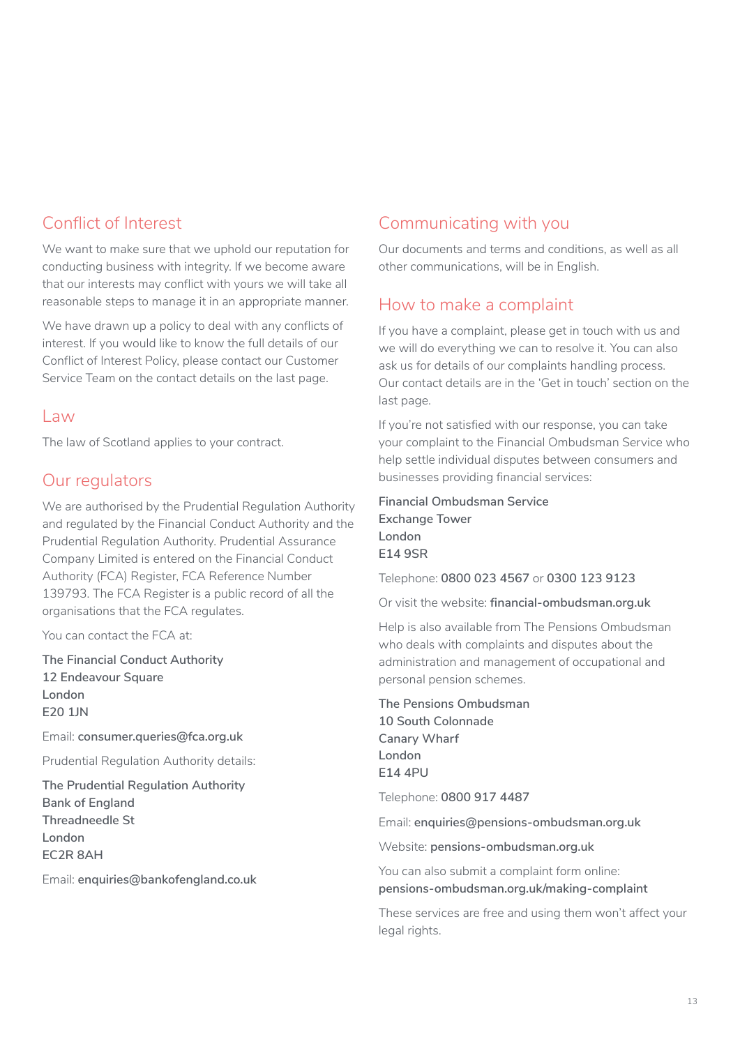## Conflict of Interest

We want to make sure that we uphold our reputation for conducting business with integrity. If we become aware that our interests may conflict with yours we will take all reasonable steps to manage it in an appropriate manner.

We have drawn up a policy to deal with any conflicts of interest. If you would like to know the full details of our Conflict of Interest Policy, please contact our Customer Service Team on the contact details on the last page.

## Law

The law of Scotland applies to your contract.

## Our regulators

We are authorised by the Prudential Regulation Authority and regulated by the Financial Conduct Authority and the Prudential Regulation Authority. Prudential Assurance Company Limited is entered on the Financial Conduct Authority (FCA) Register, FCA Reference Number 139793. The FCA Register is a public record of all the organisations that the FCA regulates.

You can contact the FCA at:

The Financial Conduct Authority
12 Endeavour Square
London
E20 1JN

Email: **consumer.queries@fca.org.uk**

Prudential Regulation Authority details:

The Prudential Regulation Authority
Bank of England
Threadneedle St
London
EC2R 8AH

Email: **enquiries@bankofengland.co.uk**

## Communicating with you

Our documents and terms and conditions, as well as all other communications, will be in English.

## How to make a complaint

If you have a complaint, please get in touch with us and we will do everything we can to resolve it. You can also ask us for details of our complaints handling process. Our contact details are in the 'Get in touch' section on the last page.

If you're not satisfied with our response, you can take your complaint to the Financial Ombudsman Service who help settle individual disputes between consumers and businesses providing financial services:

Financial Ombudsman Service
Exchange Tower
London
E14 9SR

Telephone: **0800 023 4567** or **0300 123 9123**

Or visit the website: **financial-ombudsman.org.uk**

Help is also available from The Pensions Ombudsman who deals with complaints and disputes about the administration and management of occupational and personal pension schemes.

The Pensions Ombudsman
10 South Colonnade
Canary Wharf
London
E14 4PU

Telephone: **0800 917 4487**

Email: **enquiries@pensions-ombudsman.org.uk**

Website: **pensions-ombudsman.org.uk**

You can also submit a complaint form online:
**pensions-ombudsman.org.uk/making-complaint**

These services are free and using them won't affect your legal rights.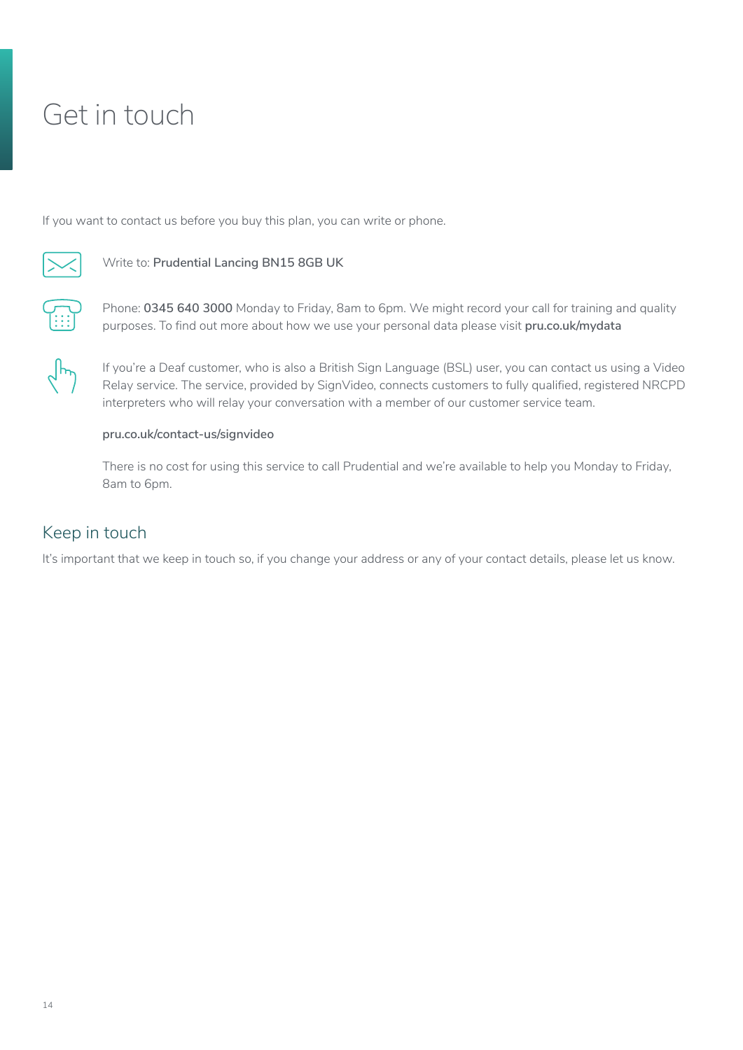# Get in touch

If you want to contact us before you buy this plan, you can write or phone.

Write to: **Prudential Lancing BN15 8GB UK**

Phone: **0345 640 3000** Monday to Friday, 8am to 6pm. We might record your call for training and quality purposes. To find out more about how we use your personal data please visit **pru.co.uk/mydata**

If you're a Deaf customer, who is also a British Sign Language (BSL) user, you can contact us using a Video Relay service. The service, provided by SignVideo, connects customers to fully qualified, registered NRCPD interpreters who will relay your conversation with a member of our customer service team.

**pru.co.uk/contact-us/signvideo**

There is no cost for using this service to call Prudential and we're available to help you Monday to Friday, 8am to 6pm.

## Keep in touch

It's important that we keep in touch so, if you change your address or any of your contact details, please let us know.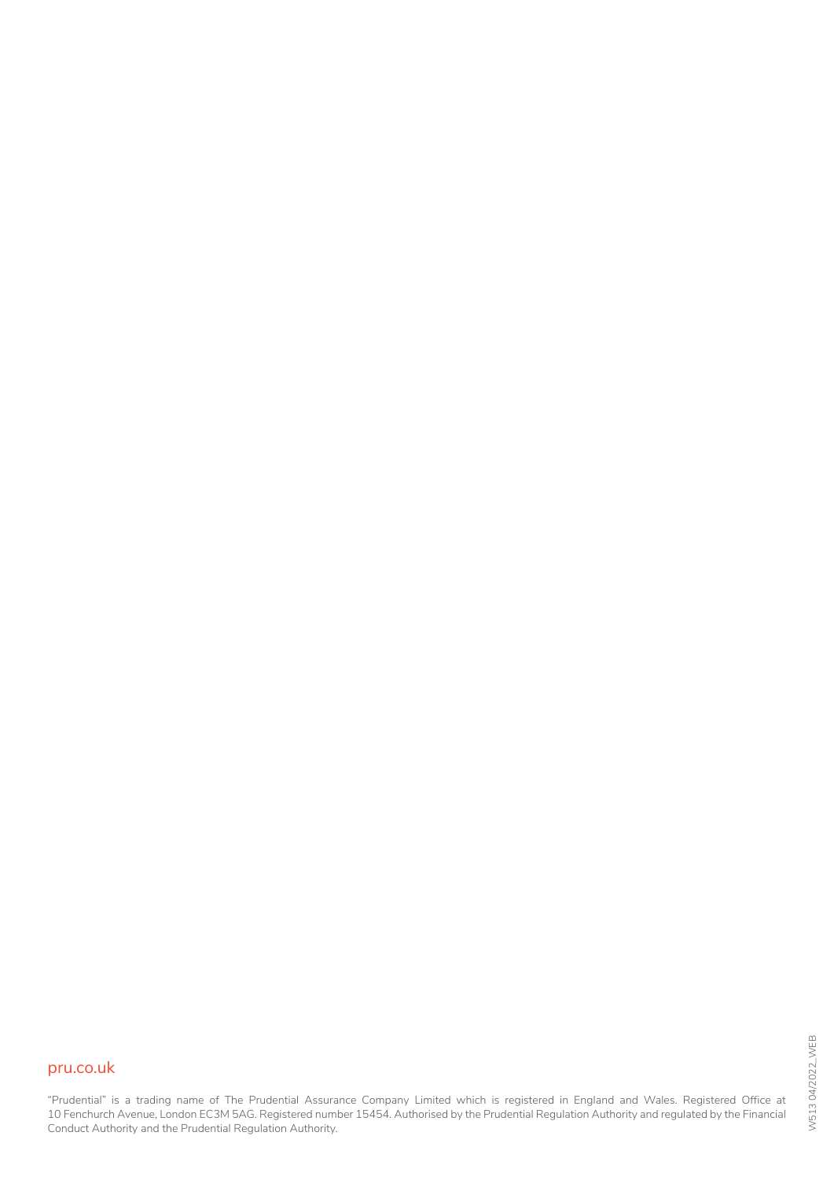pru.co.uk

"Prudential" is a trading name of The Prudential Assurance Company Limited which is registered in England and Wales. Registered Office at 10 Fenchurch Avenue, London EC3M 5AG. Registered number 15454. Authorised by the Prudential Regulation Authority and regulated by the Financial Conduct Authority and the Prudential Regulation Authority.

W513 04/2022_WEB